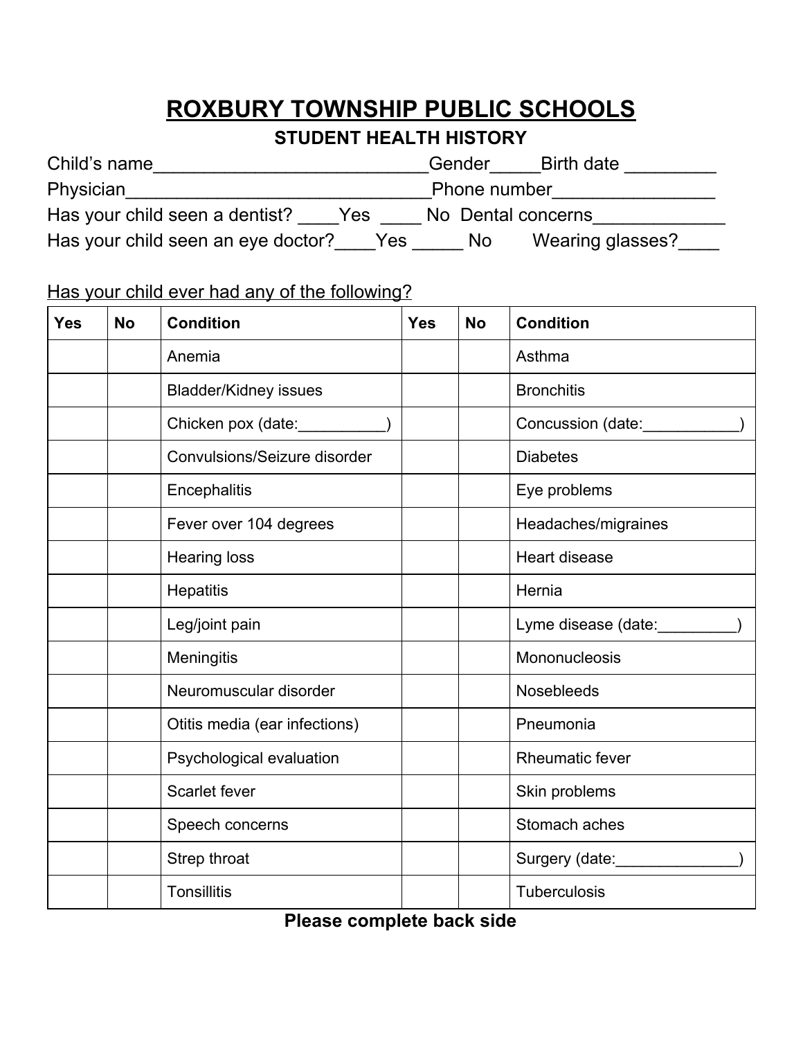# ROXBURY TOWNSHIP PUBLIC SCHOOLS

## STUDENT HEALTH HISTORY

Child's name__________________________Gender_____Birth date _________

Physician______________________________Phone number________________

Has your child seen a dentist? ____Yes ____ No Dental concerns_____________

Has your child seen an eye doctor?____Yes _____ No Wearing glasses?____

Has your child ever had any of the following?

| Yes | No | Condition | Yes | No | Condition |
|---|---|---|---|---|---|
| | | Anemia | | | Asthma |
| | | Bladder/Kidney issues | | | Bronchitis |
| | | Chicken pox (date:__________) | | | Concussion (date:___________) |
| | | Convulsions/Seizure disorder | | | Diabetes |
| | | Encephalitis | | | Eye problems |
| | | Fever over 104 degrees | | | Headaches/migraines |
| | | Hearing loss | | | Heart disease |
| | | Hepatitis | | | Hernia |
| | | Leg/joint pain | | | Lyme disease (date:_________) |
| | | Meningitis | | | Mononucleosis |
| | | Neuromuscular disorder | | | Nosebleeds |
| | | Otitis media (ear infections) | | | Pneumonia |
| | | Psychological evaluation | | | Rheumatic fever |
| | | Scarlet fever | | | Skin problems |
| | | Speech concerns | | | Stomach aches |
| | | Strep throat | | | Surgery (date:______________) |
| | | Tonsillitis | | | Tuberculosis |

**Please complete back side**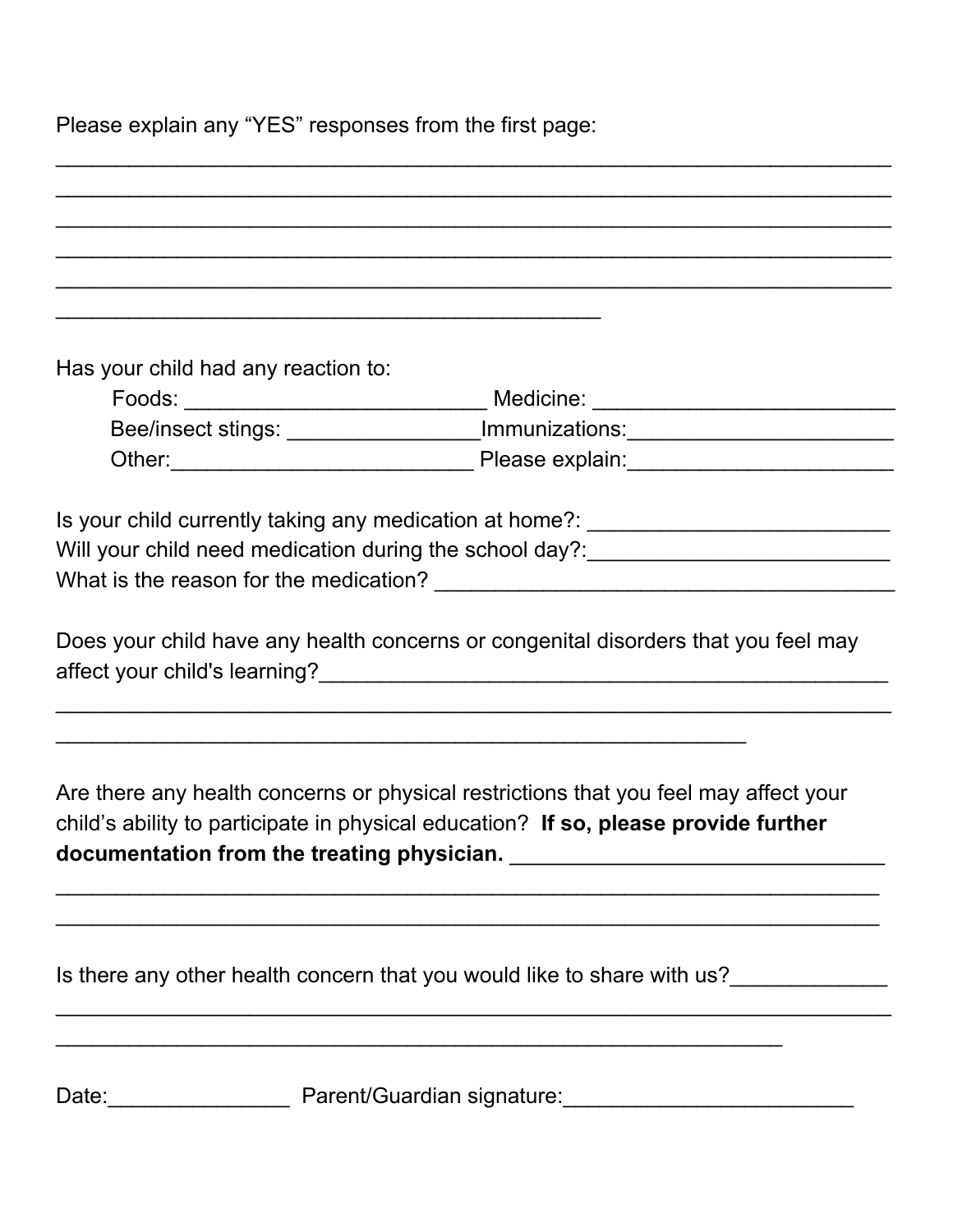Please explain any “YES” responses from the first page:

______________________________________________________________________

______________________________________________________________________

______________________________________________________________________

______________________________________________________________________

______________________________________________________________________

_____________________________________________

Has your child had any reaction to:

Foods: _________________________ Medicine: _________________________

Bee/insect stings: ________________Immunizations:______________________

Other:_________________________ Please explain:_____________________

Is your child currently taking any medication at home?: _________________________

Will your child need medication during the school day?:_________________________

What is the reason for the medication? _______________________________________

Does your child have any health concerns or congenital disorders that you feel may affect your child's learning?_________________________________________________

______________________________________________________________________

_________________________________________________________

Are there any health concerns or physical restrictions that you feel may affect your child’s ability to participate in physical education? **If so, please provide further documentation from the treating physician.** _______________________________

_____________________________________________________________________

_____________________________________________________________________

Is there any other health concern that you would like to share with us?_____________

______________________________________________________________________

____________________________________________________________

Date:_______________ Parent/Guardian signature:________________________